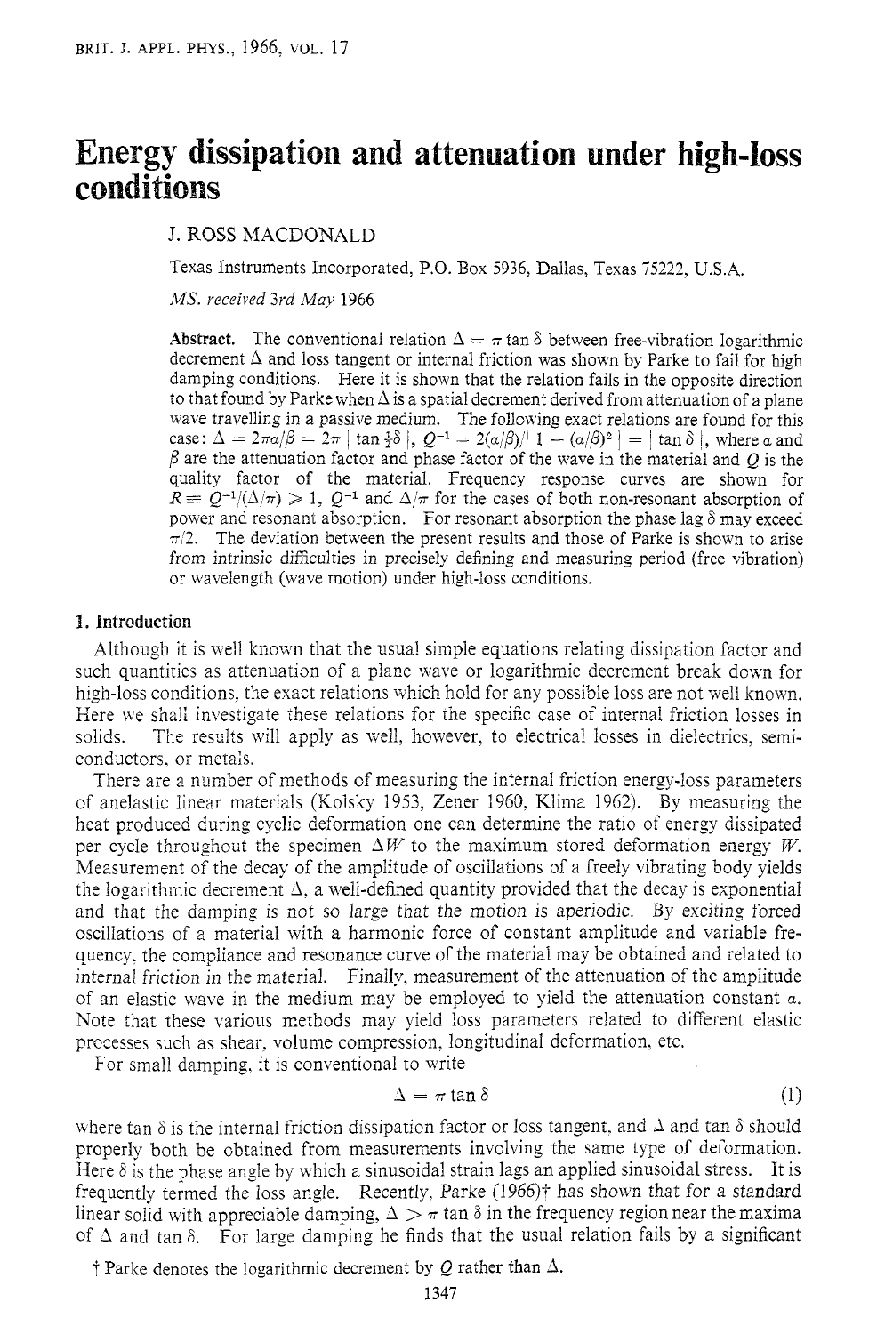# Energy dissipation and attenuation under high-loss conditions

J. ROSS MACDONALD

Texas Instruments Incorporated, P.O. Box 5936, Dallas, Texas 75222, U.S.A.

*MS. received 3rd May 1966*

**Abstract.** The conventional relation $\Delta = \pi \tan \delta$ between free-vibration logarithmic decrement $\Delta$ and loss tangent or internal friction was shown by Parke to fail for high damping conditions. Here it is shown that the relation fails in the opposite direction to that found by Parke when $\Delta$ is a spatial decrement derived from attenuation of a plane wave travelling in a passive medium. The following exact relations are found for this case: $\Delta = 2\pi\alpha/\beta = 2\pi \mid \tan \frac{1}{2}\delta \mid$, $Q^{-1} = 2(\alpha/\beta)/\mid 1 - (\alpha/\beta)^2 \mid = \mid \tan \delta \mid$, where $\alpha$ and $\beta$ are the attenuation factor and phase factor of the wave in the material and $Q$ is the quality factor of the material. Frequency response curves are shown for $R \equiv Q^{-1}/(\Delta/\pi) \geqslant 1$, $Q^{-1}$ and $\Delta/\pi$ for the cases of both non-resonant absorption of power and resonant absorption. For resonant absorption the phase lag $\delta$ may exceed $\pi/2$. The deviation between the present results and those of Parke is shown to arise from intrinsic difficulties in precisely defining and measuring period (free vibration) or wavelength (wave motion) under high-loss conditions.

## 1. Introduction

Although it is well known that the usual simple equations relating dissipation factor and such quantities as attenuation of a plane wave or logarithmic decrement break down for high-loss conditions, the exact relations which hold for any possible loss are not well known. Here we shall investigate these relations for the specific case of internal friction losses in solids. The results will apply as well, however, to electrical losses in dielectrics, semi-conductors, or metals.

There are a number of methods of measuring the internal friction energy-loss parameters of anelastic linear materials (Kolsky 1953, Zener 1960, Klima 1962). By measuring the heat produced during cyclic deformation one can determine the ratio of energy dissipated per cycle throughout the specimen $\Delta W$ to the maximum stored deformation energy $W$. Measurement of the decay of the amplitude of oscillations of a freely vibrating body yields the logarithmic decrement $\Delta$, a well-defined quantity provided that the decay is exponential and that the damping is not so large that the motion is aperiodic. By exciting forced oscillations of a material with a harmonic force of constant amplitude and variable frequency, the compliance and resonance curve of the material may be obtained and related to internal friction in the material. Finally, measurement of the attenuation of the amplitude of an elastic wave in the medium may be employed to yield the attenuation constant $\alpha$. Note that these various methods may yield loss parameters related to different elastic processes such as shear, volume compression, longitudinal deformation, etc.

For small damping, it is conventional to write

$$\Delta = \pi \tan \delta \tag{1}$$

where $\tan \delta$ is the internal friction dissipation factor or loss tangent, and $\Delta$ and $\tan \delta$ should properly both be obtained from measurements involving the same type of deformation. Here $\delta$ is the phase angle by which a sinusoidal strain lags an applied sinusoidal stress. It is frequently termed the loss angle. Recently, Parke (1966)† has shown that for a standard linear solid with appreciable damping, $\Delta > \pi \tan \delta$ in the frequency region near the maxima of $\Delta$ and $\tan \delta$. For large damping he finds that the usual relation fails by a significant

† Parke denotes the logarithmic decrement by $Q$ rather than $\Delta$.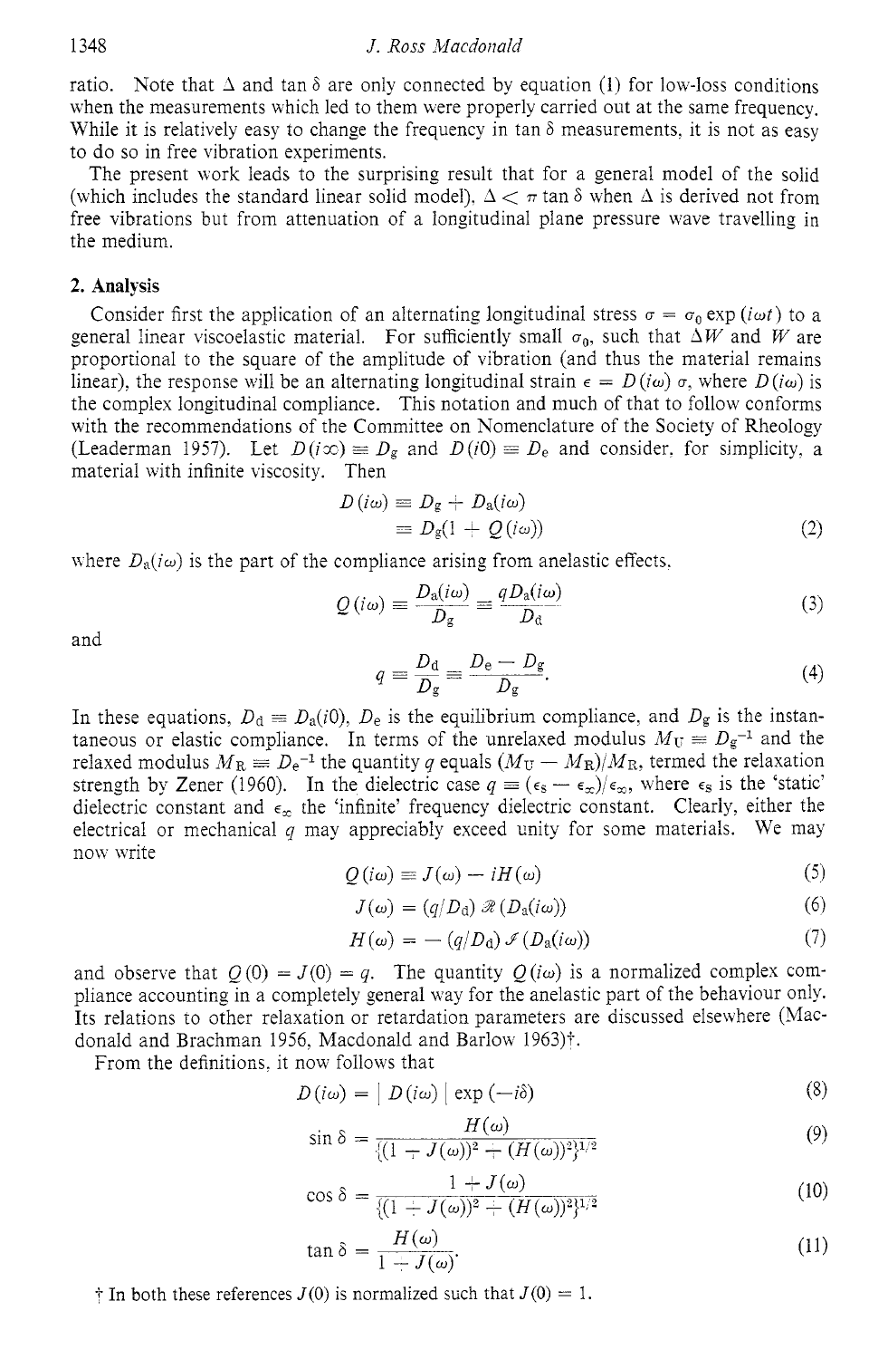ratio. Note that $\Delta$ and $\tan\delta$ are only connected by equation (1) for low-loss conditions when the measurements which led to them were properly carried out at the same frequency. While it is relatively easy to change the frequency in $\tan\delta$ measurements, it is not as easy to do so in free vibration experiments.

The present work leads to the surprising result that for a general model of the solid (which includes the standard linear solid model), $\Delta < \pi \tan\delta$ when $\Delta$ is derived not from free vibrations but from attenuation of a longitudinal plane pressure wave travelling in the medium.

## 2. Analysis

Consider first the application of an alternating longitudinal stress $\sigma = \sigma_0 \exp(i\omega t)$ to a general linear viscoelastic material. For sufficiently small $\sigma_0$, such that $\Delta W$ and $W$ are proportional to the square of the amplitude of vibration (and thus the material remains linear), the response will be an alternating longitudinal strain $\epsilon = D(i\omega)\,\sigma$, where $D(i\omega)$ is the complex longitudinal compliance. This notation and much of that to follow conforms with the recommendations of the Committee on Nomenclature of the Society of Rheology (Leaderman 1957). Let $D(i\infty) \equiv D_g$ and $D(i0) \equiv D_e$ and consider, for simplicity, a material with infinite viscosity. Then

$$D(i\omega) \equiv D_g + D_a(i\omega)$$
$$\equiv D_g(1 + Q(i\omega)) \tag{2}$$

where $D_a(i\omega)$ is the part of the compliance arising from anelastic effects,

$$Q(i\omega) \equiv \frac{D_a(i\omega)}{D_g} \equiv \frac{qD_a(i\omega)}{D_d} \tag{3}$$

and

$$q \equiv \frac{D_d}{D_g} \equiv \frac{D_e - D_g}{D_g}. \tag{4}$$

In these equations, $D_d \equiv D_a(i0)$, $D_e$ is the equilibrium compliance, and $D_g$ is the instantaneous or elastic compliance. In terms of the unrelaxed modulus $M_U \equiv D_g^{-1}$ and the relaxed modulus $M_R \equiv D_e^{-1}$ the quantity $q$ equals $(M_U - M_R)/M_R$, termed the relaxation strength by Zener (1960). In the dielectric case $q \equiv (\epsilon_s - \epsilon_\infty)/\epsilon_\infty$, where $\epsilon_s$ is the 'static' dielectric constant and $\epsilon_\infty$ the 'infinite' frequency dielectric constant. Clearly, either the electrical or mechanical $q$ may appreciably exceed unity for some materials. We may now write

$$Q(i\omega) \equiv J(\omega) - iH(\omega) \tag{5}$$

$$J(\omega) = (q/D_d)\,\mathscr{R}(D_a(i\omega)) \tag{6}$$

$$H(\omega) = -(q/D_d)\,\mathscr{I}(D_a(i\omega)) \tag{7}$$

and observe that $Q(0) = J(0) = q$. The quantity $Q(i\omega)$ is a normalized complex compliance accounting in a completely general way for the anelastic part of the behaviour only. Its relations to other relaxation or retardation parameters are discussed elsewhere (Macdonald and Brachman 1956, Macdonald and Barlow 1963)†.

From the definitions, it now follows that

$$D(i\omega) = |D(i\omega)| \exp(-i\delta) \tag{8}$$

$$\sin\delta = \frac{H(\omega)}{\{(1 + J(\omega))^2 + (H(\omega))^2\}^{1/2}} \tag{9}$$

$$\cos\delta = \frac{1 + J(\omega)}{\{(1 + J(\omega))^2 + (H(\omega))^2\}^{1/2}} \tag{10}$$

$$\tan\delta = \frac{H(\omega)}{1 + J(\omega)}. \tag{11}$$

† In both these references $J(0)$ is normalized such that $J(0) = 1$.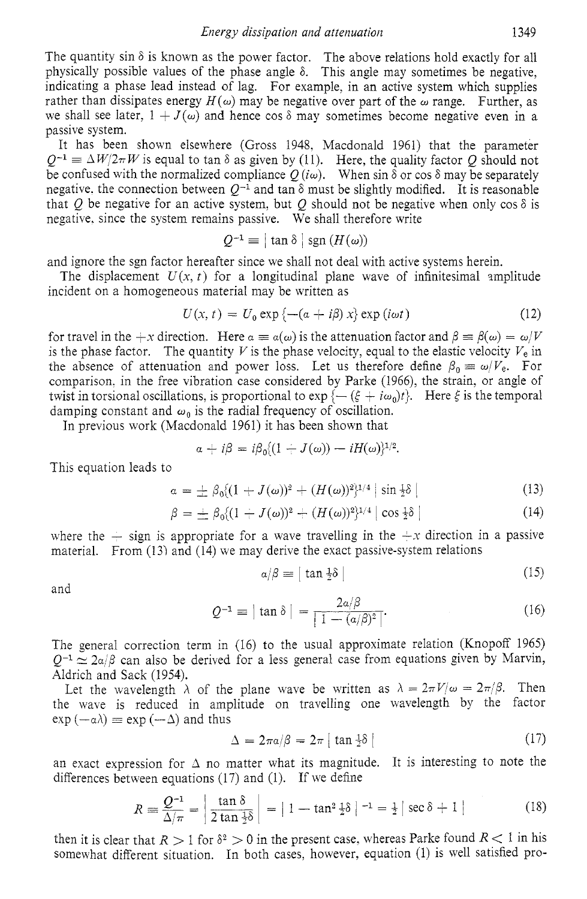The quantity $\sin \delta$ is known as the power factor. The above relations hold exactly for all physically possible values of the phase angle $\delta$. This angle may sometimes be negative, indicating a phase lead instead of lag. For example, in an active system which supplies rather than dissipates energy $H(\omega)$ may be negative over part of the $\omega$ range. Further, as we shall see later, $1 + J(\omega)$ and hence $\cos \delta$ may sometimes become negative even in a passive system.

It has been shown elsewhere (Gross 1948, Macdonald 1961) that the parameter $Q^{-1} \equiv \Delta W/2\pi W$ is equal to $\tan \delta$ as given by (11). Here, the quality factor $Q$ should not be confused with the normalized compliance $Q(i\omega)$. When $\sin \delta$ or $\cos \delta$ may be separately negative, the connection between $Q^{-1}$ and $\tan \delta$ must be slightly modified. It is reasonable that $Q$ be negative for an active system, but $Q$ should not be negative when only $\cos \delta$ is negative, since the system remains passive. We shall therefore write

$$Q^{-1} \equiv |\tan \delta| \operatorname{sgn}(H(\omega))$$

and ignore the sgn factor hereafter since we shall not deal with active systems herein.

The displacement $U(x, t)$ for a longitudinal plane wave of infinitesimal amplitude incident on a homogeneous material may be written as

$$U(x, t) = U_0 \exp\{-(\alpha + i\beta) x\} \exp(i\omega t) \tag{12}$$

for travel in the $+x$ direction. Here $\alpha \equiv \alpha(\omega)$ is the attenuation factor and $\beta \equiv \beta(\omega) = \omega/V$ is the phase factor. The quantity $V$ is the phase velocity, equal to the elastic velocity $V_e$ in the absence of attenuation and power loss. Let us therefore define $\beta_0 \equiv \omega/V_e$. For comparison, in the free vibration case considered by Parke (1966), the strain, or angle of twist in torsional oscillations, is proportional to $\exp\{-(\xi + i\omega_0)t\}$. Here $\xi$ is the temporal damping constant and $\omega_0$ is the radial frequency of oscillation.

In previous work (Macdonald 1961) it has been shown that

$$\alpha + i\beta = i\beta_0\{(1 + J(\omega)) - iH(\omega)\}^{1/2}.$$

This equation leads to

$$\alpha = \pm \beta_0\{(1 + J(\omega))^2 + (H(\omega))^2\}^{1/4} |\sin \tfrac{1}{2}\delta| \tag{13}$$

$$\beta = \pm \beta_0\{(1 + J(\omega))^2 + (H(\omega))^2\}^{1/4} |\cos \tfrac{1}{2}\delta| \tag{14}$$

where the $+$ sign is appropriate for a wave travelling in the $+x$ direction in a passive material. From (13) and (14) we may derive the exact passive-system relations

$$\alpha/\beta \equiv |\tan \tfrac{1}{2}\delta| \tag{15}$$

and

$$Q^{-1} \equiv |\tan \delta| = \frac{2\alpha/\beta}{|1 - (\alpha/\beta)^2|}. \tag{16}$$

The general correction term in (16) to the usual approximate relation (Knopoff 1965) $Q^{-1} \simeq 2\alpha/\beta$ can also be derived for a less general case from equations given by Marvin, Aldrich and Sack (1954).

Let the wavelength $\lambda$ of the plane wave be written as $\lambda = 2\pi V/\omega = 2\pi/\beta$. Then the wave is reduced in amplitude on travelling one wavelength by the factor $\exp(-\alpha\lambda) \equiv \exp(-\Delta)$ and thus

$$\Delta = 2\pi\alpha/\beta = 2\pi |\tan \tfrac{1}{2}\delta| \tag{17}$$

an exact expression for $\Delta$ no matter what its magnitude. It is interesting to note the differences between equations (17) and (1). If we define

$$R \equiv \frac{Q^{-1}}{\Delta/\pi} = \left|\frac{\tan \delta}{2 \tan \frac{1}{2}\delta}\right| = |1 - \tan^2 \tfrac{1}{2}\delta|^{-1} = \tfrac{1}{2}|\sec \delta + 1| \tag{18}$$

then it is clear that $R > 1$ for $\delta^2 > 0$ in the present case, whereas Parke found $R < 1$ in his somewhat different situation. In both cases, however, equation (1) is well satisfied pro-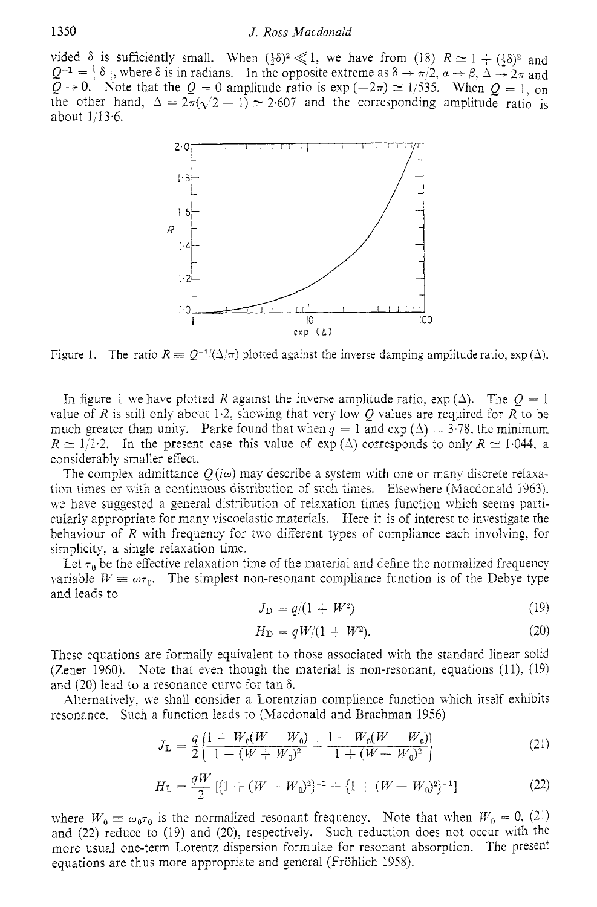vided $\delta$ is sufficiently small. When $(\frac{1}{2}\delta)^2 \ll 1$, we have from (18) $R \simeq 1 + (\frac{1}{2}\delta)^2$ and $Q^{-1} = |\delta|$, where $\delta$ is in radians. In the opposite extreme as $\delta \to \pi/2$, $\alpha \to \beta$, $\Delta \to 2\pi$ and $Q \to 0$. Note that the $Q = 0$ amplitude ratio is $\exp(-2\pi) \simeq 1/535$. When $Q = 1$, on the other hand, $\Delta = 2\pi(\sqrt{2} - 1) \simeq 2{\cdot}607$ and the corresponding amplitude ratio is about $1/13{\cdot}6$.

Figure 1. The ratio $R \equiv Q^{-1}/(\Delta/\pi)$ plotted against the inverse damping amplitude ratio, $\exp(\Delta)$.

In figure 1 we have plotted $R$ against the inverse amplitude ratio, $\exp(\Delta)$. The $Q = 1$ value of $R$ is still only about $1{\cdot}2$, showing that very low $Q$ values are required for $R$ to be much greater than unity. Parke found that when $q = 1$ and $\exp(\Delta) = 3{\cdot}78$, the minimum $R \simeq 1/1{\cdot}2$. In the present case this value of $\exp(\Delta)$ corresponds to only $R \simeq 1{\cdot}044$, a considerably smaller effect.

The complex admittance $Q(i\omega)$ may describe a system with one or many discrete relaxation times or with a continuous distribution of such times. Elsewhere (Macdonald 1963), we have suggested a general distribution of relaxation times function which seems particularly appropriate for many viscoelastic materials. Here it is of interest to investigate the behaviour of $R$ with frequency for two different types of compliance each involving, for simplicity, a single relaxation time.

Let $\tau_0$ be the effective relaxation time of the material and define the normalized frequency variable $W \equiv \omega\tau_0$. The simplest non-resonant compliance function is of the Debye type and leads to

$$J_{\mathrm{D}} = q/(1 + W^2) \tag{19}$$

$$H_{\mathrm{D}} = qW/(1 + W^2). \tag{20}$$

These equations are formally equivalent to those associated with the standard linear solid (Zener 1960). Note that even though the material is non-resonant, equations (11), (19) and (20) lead to a resonance curve for $\tan\delta$.

Alternatively, we shall consider a Lorentzian compliance function which itself exhibits resonance. Such a function leads to (Macdonald and Brachman 1956)

$$J_{\mathrm{L}} = \frac{q}{2}\left\{\frac{1 + W_0(W + W_0)}{1 + (W + W_0)^2} + \frac{1 - W_0(W - W_0)}{1 + (W - W_0)^2}\right\} \tag{21}$$

$$H_{\mathrm{L}} = \frac{qW}{2}\left[\{1 + (W + W_0)^2\}^{-1} + \{1 + (W - W_0)^2\}^{-1}\right] \tag{22}$$

where $W_0 \equiv \omega_0\tau_0$ is the normalized resonant frequency. Note that when $W_0 = 0$, (21) and (22) reduce to (19) and (20), respectively. Such reduction does not occur with the more usual one-term Lorentz dispersion formulae for resonant absorption. The present equations are thus more appropriate and general (Fröhlich 1958).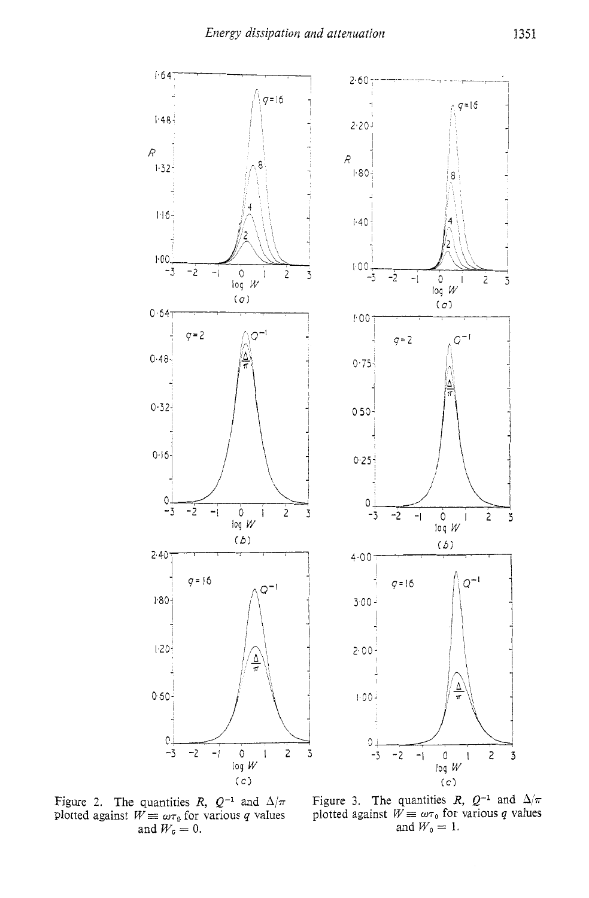Figure 2. The quantities $R$, $Q^{-1}$ and $\Delta/\pi$ plotted against $W \equiv \omega\tau_0$ for various $q$ values and $W_0 = 0$.

Figure 3. The quantities $R$, $Q^{-1}$ and $\Delta/\pi$ plotted against $W \equiv \omega\tau_0$ for various $q$ values and $W_0 = 1$.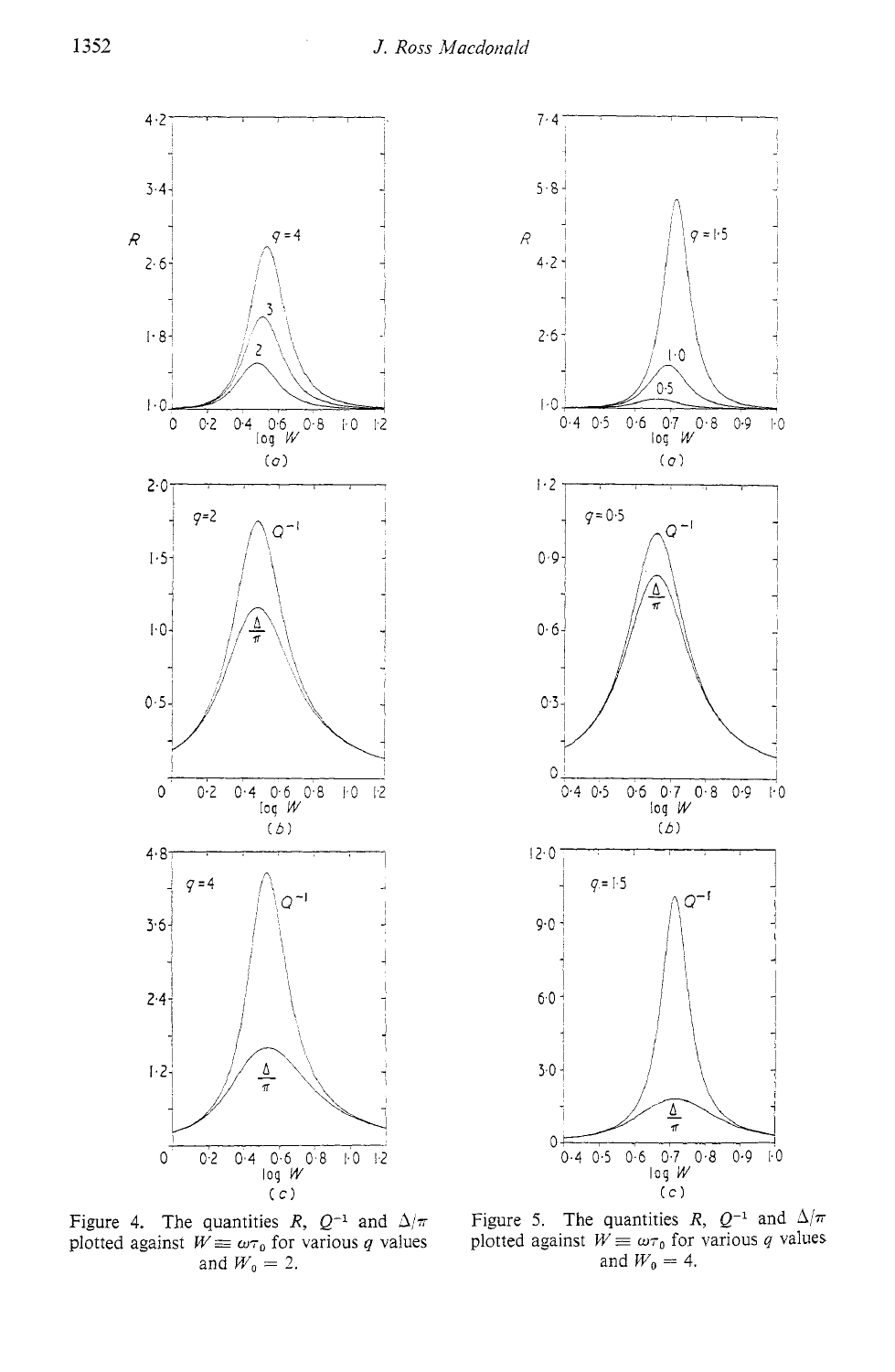Figure 4. The quantities $R$, $Q^{-1}$ and $\Delta/\pi$ plotted against $W \equiv \omega\tau_0$ for various $q$ values and $W_0 = 2$.

Figure 5. The quantities $R$, $Q^{-1}$ and $\Delta/\pi$ plotted against $W \equiv \omega\tau_0$ for various $q$ values and $W_0 = 4$.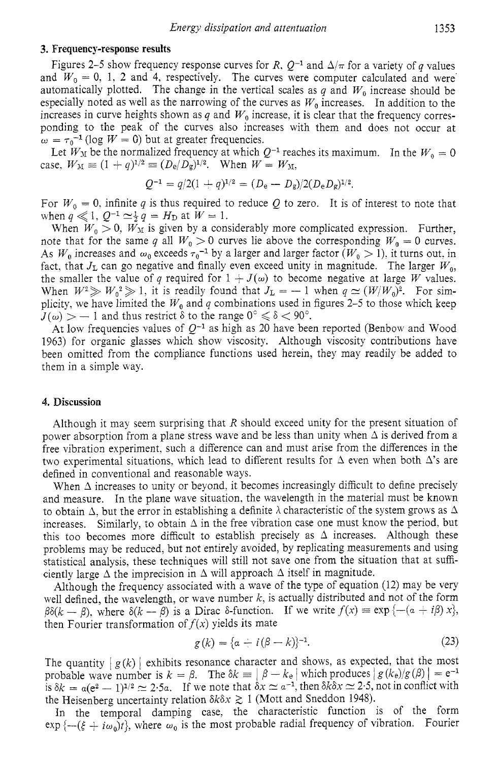## 3. Frequency-response results

Figures 2–5 show frequency response curves for $R$, $Q^{-1}$ and $\Delta/\pi$ for a variety of $q$ values and $W_0 = 0$, 1, 2 and 4, respectively. The curves were computer calculated and were automatically plotted. The change in the vertical scales as $q$ and $W_0$ increase should be especially noted as well as the narrowing of the curves as $W_0$ increases. In addition to the increases in curve heights shown as $q$ and $W_0$ increase, it is clear that the frequency corresponding to the peak of the curves also increases with them and does not occur at $\omega = \tau_0^{-1}$ ($\log W = 0$) but at greater frequencies.

Let $W_M$ be the normalized frequency at which $Q^{-1}$ reaches its maximum. In the $W_0 = 0$ case, $W_M \equiv (1+q)^{1/2} \equiv (D_e/D_g)^{1/2}$. When $W = W_M$,

$$Q^{-1} = q/2(1+q)^{1/2} = (D_e - D_g)/2(D_e D_g)^{1/2}.$$

For $W_0 = 0$, infinite $q$ is thus required to reduce $Q$ to zero. It is of interest to note that when $q \ll 1$, $Q^{-1} \simeq \frac{1}{2} q = H_D$ at $W = 1$.

When $W_0 > 0$, $W_M$ is given by a considerably more complicated expression. Further, note that for the same $q$ all $W_0 > 0$ curves lie above the corresponding $W_0 = 0$ curves. As $W_0$ increases and $\omega_0$ exceeds $\tau_0^{-1}$ by a larger and larger factor ($W_0 > 1$), it turns out, in fact, that $J_L$ can go negative and finally even exceed unity in magnitude. The larger $W_0$, the smaller the value of $q$ required for $1 + J(\omega)$ to become negative at large $W$ values. When $W^2 \gg W_0^2 \gg 1$, it is readily found that $J_L = -1$ when $q \simeq (W/W_0)^2$. For simplicity, we have limited the $W_0$ and $q$ combinations used in figures 2–5 to those which keep $J(\omega) > -1$ and thus restrict $\delta$ to the range $0° \leqslant \delta < 90°$.

At low frequencies values of $Q^{-1}$ as high as 20 have been reported (Benbow and Wood 1963) for organic glasses which show viscosity. Although viscosity contributions have been omitted from the compliance functions used herein, they may readily be added to them in a simple way.

## 4. Discussion

Although it may seem surprising that $R$ should exceed unity for the present situation of power absorption from a plane stress wave and be less than unity when $\Delta$ is derived from a free vibration experiment, such a difference can and must arise from the differences in the two experimental situations, which lead to different results for $\Delta$ even when both $\Delta$'s are defined in conventional and reasonable ways.

When $\Delta$ increases to unity or beyond, it becomes increasingly difficult to define precisely and measure. In the plane wave situation, the wavelength in the material must be known to obtain $\Delta$, but the error in establishing a definite $\lambda$ characteristic of the system grows as $\Delta$ increases. Similarly, to obtain $\Delta$ in the free vibration case one must know the period, but this too becomes more difficult to establish precisely as $\Delta$ increases. Although these problems may be reduced, but not entirely avoided, by replicating measurements and using statistical analysis, these techniques will still not save one from the situation that at sufficiently large $\Delta$ the imprecision in $\Delta$ will approach $\Delta$ itself in magnitude.

Although the frequency associated with a wave of the type of equation (12) may be very well defined, the wavelength, or wave number $k$, is actually distributed and not of the form $\beta\delta(k-\beta)$, where $\delta(k-\beta)$ is a Dirac $\delta$-function. If we write $f(x) \equiv \exp\{-(\alpha + i\beta)x\}$, then Fourier transformation of $f(x)$ yields its mate

$$g(k) = \{\alpha + i(\beta - k)\}^{-1}. \tag{23}$$

The quantity $|g(k)|$ exhibits resonance character and shows, as expected, that the most probable wave number is $k = \beta$. The $\delta k \equiv |\beta - k_e|$ which produces $|g(k_e)/g(\beta)| = e^{-1}$ is $\delta k = \alpha(e^2 - 1)^{1/2} \simeq 2{\cdot}5\alpha$. If we note that $\delta x \simeq \alpha^{-1}$, then $\delta k \delta x \simeq 2{\cdot}5$, not in conflict with the Heisenberg uncertainty relation $\delta k \delta x \gtrsim 1$ (Mott and Sneddon 1948).

In the temporal damping case, the characteristic function is of the form $\exp\{-(\xi + i\omega_0)t\}$, where $\omega_0$ is the most probable radial frequency of vibration. Fourier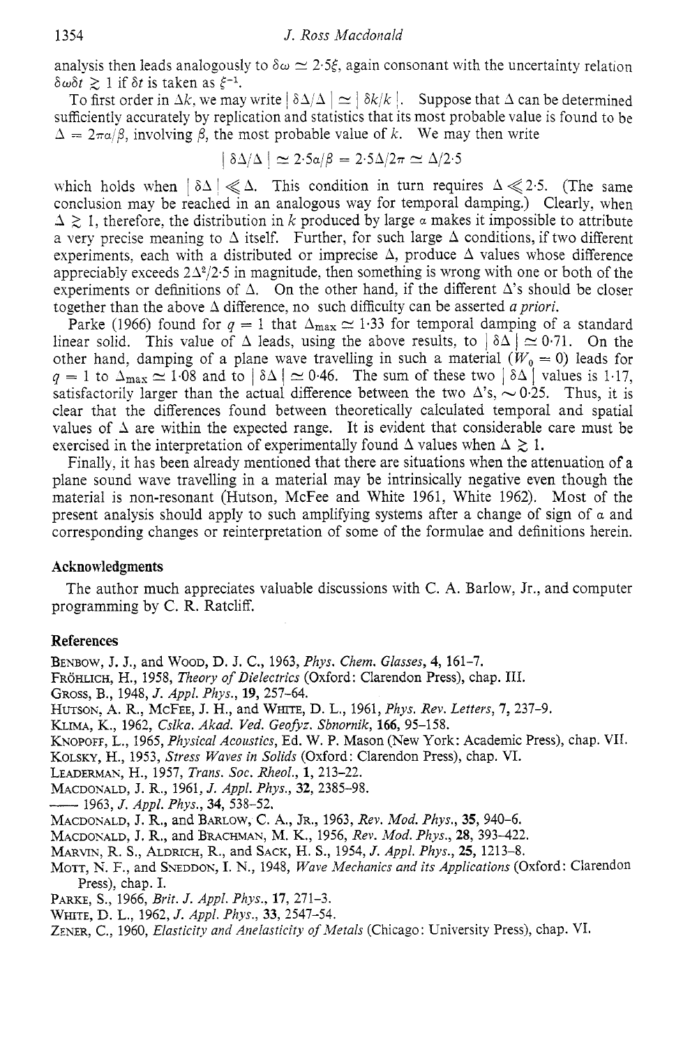analysis then leads analogously to $\delta\omega \simeq 2{\cdot}5\xi$, again consonant with the uncertainty relation $\delta\omega\delta t \gtrsim 1$ if $\delta t$ is taken as $\xi^{-1}$.

To first order in $\Delta k$, we may write $|\delta\Delta/\Delta| \simeq |\delta k/k|$. Suppose that $\Delta$ can be determined sufficiently accurately by replication and statistics that its most probable value is found to be $\Delta = 2\pi\alpha/\beta$, involving $\beta$, the most probable value of $k$. We may then write

$$|\delta\Delta/\Delta| \simeq 2{\cdot}5\alpha/\beta = 2{\cdot}5\Delta/2\pi \simeq \Delta/2{\cdot}5$$

which holds when $|\delta\Delta| \ll \Delta$. This condition in turn requires $\Delta \ll 2{\cdot}5$. (The same conclusion may be reached in an analogous way for temporal damping.) Clearly, when $\Delta \gtrsim 1$, therefore, the distribution in $k$ produced by large $\alpha$ makes it impossible to attribute a very precise meaning to $\Delta$ itself. Further, for such large $\Delta$ conditions, if two different experiments, each with a distributed or imprecise $\Delta$, produce $\Delta$ values whose difference appreciably exceeds $2\Delta^2/2{\cdot}5$ in magnitude, then something is wrong with one or both of the experiments or definitions of $\Delta$. On the other hand, if the different $\Delta$'s should be closer together than the above $\Delta$ difference, no such difficulty can be asserted *a priori*.

Parke (1966) found for $q = 1$ that $\Delta_{max} \simeq 1{\cdot}33$ for temporal damping of a standard linear solid. This value of $\Delta$ leads, using the above results, to $|\delta\Delta| \simeq 0{\cdot}71$. On the other hand, damping of a plane wave travelling in such a material ($W_0 = 0$) leads for $q = 1$ to $\Delta_{max} \simeq 1{\cdot}08$ and to $|\delta\Delta| \simeq 0{\cdot}46$. The sum of these two $|\delta\Delta|$ values is 1·17, satisfactorily larger than the actual difference between the two $\Delta$'s, $\sim 0{\cdot}25$. Thus, it is clear that the differences found between theoretically calculated temporal and spatial values of $\Delta$ are within the expected range. It is evident that considerable care must be exercised in the interpretation of experimentally found $\Delta$ values when $\Delta \gtrsim 1$.

Finally, it has been already mentioned that there are situations when the attenuation of a plane sound wave travelling in a material may be intrinsically negative even though the material is non-resonant (Hutson, McFee and White 1961, White 1962). Most of the present analysis should apply to such amplifying systems after a change of sign of $\alpha$ and corresponding changes or reinterpretation of some of the formulae and definitions herein.

## Acknowledgments

The author much appreciates valuable discussions with C. A. Barlow, Jr., and computer programming by C. R. Ratcliff.

## References

Benbow, J. J., and Wood, D. J. C., 1963, *Phys. Chem. Glasses*, **4**, 161–7.
Fröhlich, H., 1958, *Theory of Dielectrics* (Oxford: Clarendon Press), chap. III.
Gross, B., 1948, *J. Appl. Phys.*, **19**, 257–64.
Hutson, A. R., McFee, J. H., and White, D. L., 1961, *Phys. Rev. Letters*, **7**, 237–9.
Klima, K., 1962, *Cslka. Akad. Ved. Geofyz. Sbnornik*, **166**, 95–158.
Knopoff, L., 1965, *Physical Acoustics*, Ed. W. P. Mason (New York: Academic Press), chap. VII.
Kolsky, H., 1953, *Stress Waves in Solids* (Oxford: Clarendon Press), chap. VI.
Leaderman, H., 1957, *Trans. Soc. Rheol.*, **1**, 213–22.
Macdonald, J. R., 1961, *J. Appl. Phys.*, **32**, 2385–98.
—— 1963, *J. Appl. Phys.*, **34**, 538–52.
Macdonald, J. R., and Barlow, C. A., Jr., 1963, *Rev. Mod. Phys.*, **35**, 940–6.
Macdonald, J. R., and Brachman, M. K., 1956, *Rev. Mod. Phys.*, **28**, 393–422.
Marvin, R. S., Aldrich, R., and Sack, H. S., 1954, *J. Appl. Phys.*, **25**, 1213–8.
Mott, N. F., and Sneddon, I. N., 1948, *Wave Mechanics and its Applications* (Oxford: Clarendon Press), chap. I.
Parke, S., 1966, *Brit. J. Appl. Phys.*, **17**, 271–3.
White, D. L., 1962, *J. Appl. Phys.*, **33**, 2547–54.
Zener, C., 1960, *Elasticity and Anelasticity of Metals* (Chicago: University Press), chap. VI.